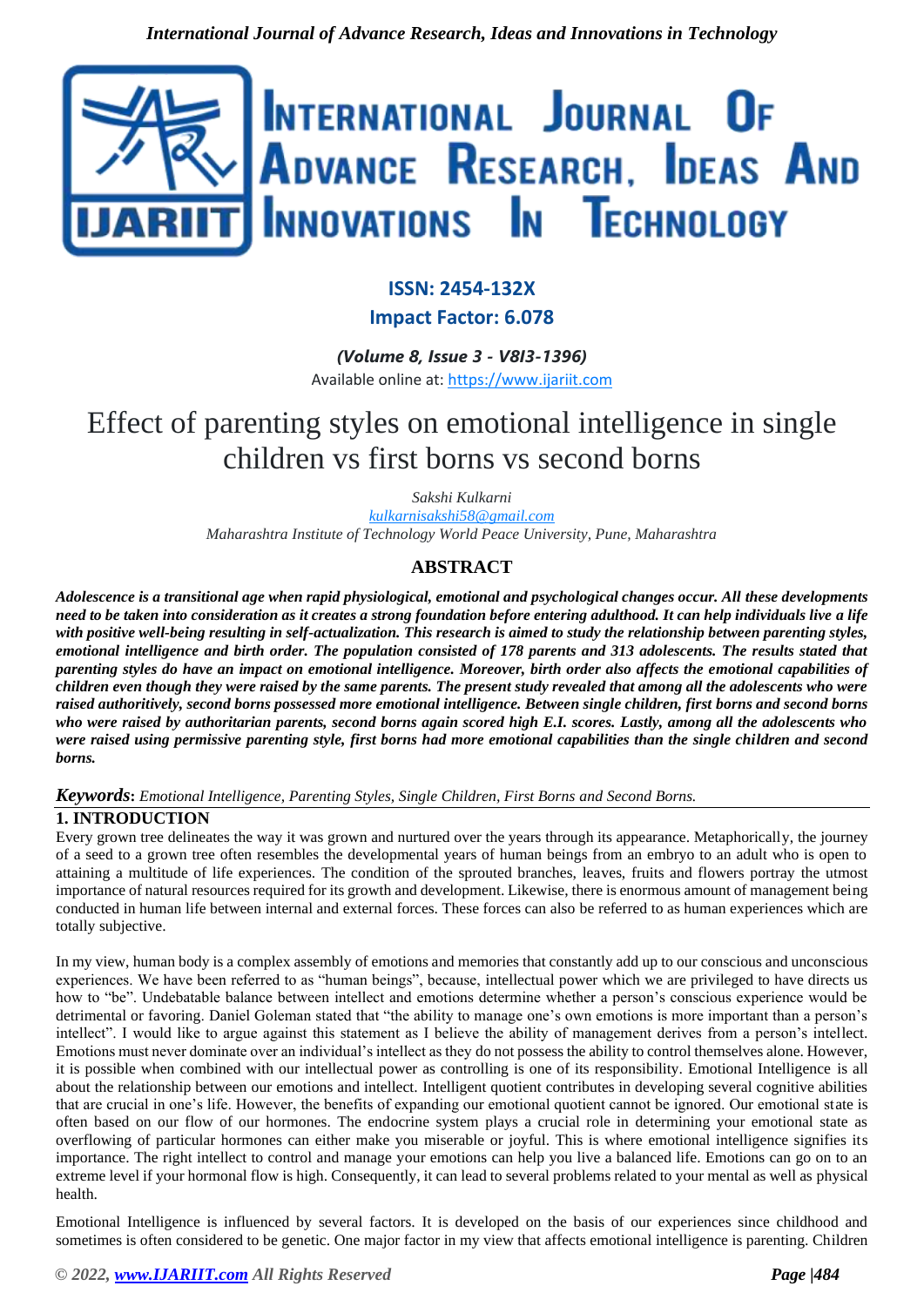ISSN: 2454-132X

Impact Factor: 6.078

*(Volume 8, Issue 3 - V8I3-1396)*

Available online at: https://www.ijariit.com

# Effect of parenting styles on emotional intelligence in single children vs first borns vs second borns

*Sakshi Kulkarni*

*kulkarnisakshi58@gmail.com*

*Maharashtra Institute of Technology World Peace University, Pune, Maharashtra*

## ABSTRACT

***Adolescence is a transitional age when rapid physiological, emotional and psychological changes occur. All these developments need to be taken into consideration as it creates a strong foundation before entering adulthood. It can help individuals live a life with positive well-being resulting in self-actualization. This research is aimed to study the relationship between parenting styles, emotional intelligence and birth order. The population consisted of 178 parents and 313 adolescents. The results stated that parenting styles do have an impact on emotional intelligence. Moreover, birth order also affects the emotional capabilities of children even though they were raised by the same parents. The present study revealed that among all the adolescents who were raised authoritively, second borns possessed more emotional intelligence. Between single children, first borns and second borns who were raised by authoritarian parents, second borns again scored high E.I. scores. Lastly, among all the adolescents who were raised using permissive parenting style, first borns had more emotional capabilities than the single children and second borns.***

***Keywords**: Emotional Intelligence, Parenting Styles, Single Children, First Borns and Second Borns.*

## 1. INTRODUCTION

Every grown tree delineates the way it was grown and nurtured over the years through its appearance. Metaphorically, the journey of a seed to a grown tree often resembles the developmental years of human beings from an embryo to an adult who is open to attaining a multitude of life experiences. The condition of the sprouted branches, leaves, fruits and flowers portray the utmost importance of natural resources required for its growth and development. Likewise, there is enormous amount of management being conducted in human life between internal and external forces. These forces can also be referred to as human experiences which are totally subjective.

In my view, human body is a complex assembly of emotions and memories that constantly add up to our conscious and unconscious experiences. We have been referred to as "human beings", because, intellectual power which we are privileged to have directs us how to "be". Undebatable balance between intellect and emotions determine whether a person's conscious experience would be detrimental or favoring. Daniel Goleman stated that "the ability to manage one's own emotions is more important than a person's intellect". I would like to argue against this statement as I believe the ability of management derives from a person's intellect. Emotions must never dominate over an individual's intellect as they do not possess the ability to control themselves alone. However, it is possible when combined with our intellectual power as controlling is one of its responsibility. Emotional Intelligence is all about the relationship between our emotions and intellect. Intelligent quotient contributes in developing several cognitive abilities that are crucial in one's life. However, the benefits of expanding our emotional quotient cannot be ignored. Our emotional state is often based on our flow of our hormones. The endocrine system plays a crucial role in determining your emotional state as overflowing of particular hormones can either make you miserable or joyful. This is where emotional intelligence signifies its importance. The right intellect to control and manage your emotions can help you live a balanced life. Emotions can go on to an extreme level if your hormonal flow is high. Consequently, it can lead to several problems related to your mental as well as physical health.

Emotional Intelligence is influenced by several factors. It is developed on the basis of our experiences since childhood and sometimes is often considered to be genetic. One major factor in my view that affects emotional intelligence is parenting. Children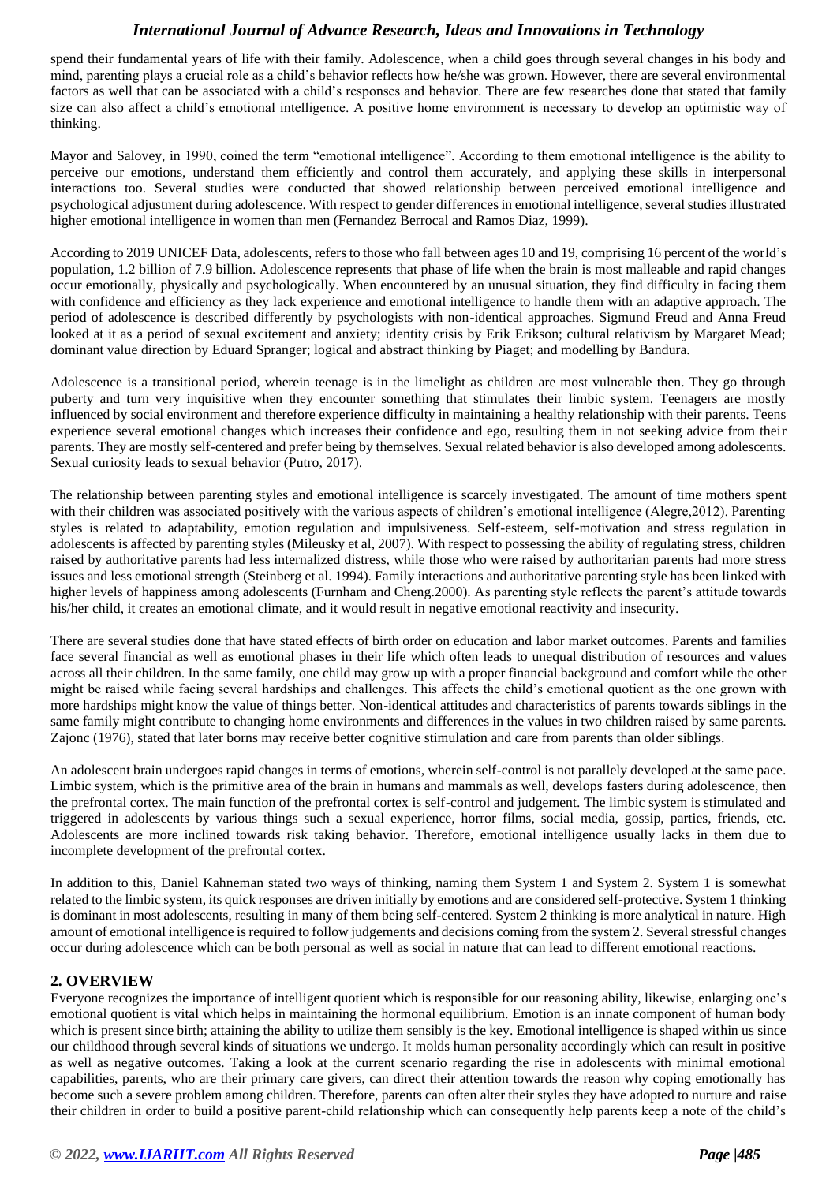spend their fundamental years of life with their family. Adolescence, when a child goes through several changes in his body and mind, parenting plays a crucial role as a child's behavior reflects how he/she was grown. However, there are several environmental factors as well that can be associated with a child's responses and behavior. There are few researches done that stated that family size can also affect a child's emotional intelligence. A positive home environment is necessary to develop an optimistic way of thinking.

Mayor and Salovey, in 1990, coined the term "emotional intelligence". According to them emotional intelligence is the ability to perceive our emotions, understand them efficiently and control them accurately, and applying these skills in interpersonal interactions too. Several studies were conducted that showed relationship between perceived emotional intelligence and psychological adjustment during adolescence. With respect to gender differences in emotional intelligence, several studies illustrated higher emotional intelligence in women than men (Fernandez Berrocal and Ramos Diaz, 1999).

According to 2019 UNICEF Data, adolescents, refers to those who fall between ages 10 and 19, comprising 16 percent of the world's population, 1.2 billion of 7.9 billion. Adolescence represents that phase of life when the brain is most malleable and rapid changes occur emotionally, physically and psychologically. When encountered by an unusual situation, they find difficulty in facing them with confidence and efficiency as they lack experience and emotional intelligence to handle them with an adaptive approach. The period of adolescence is described differently by psychologists with non-identical approaches. Sigmund Freud and Anna Freud looked at it as a period of sexual excitement and anxiety; identity crisis by Erik Erikson; cultural relativism by Margaret Mead; dominant value direction by Eduard Spranger; logical and abstract thinking by Piaget; and modelling by Bandura.

Adolescence is a transitional period, wherein teenage is in the limelight as children are most vulnerable then. They go through puberty and turn very inquisitive when they encounter something that stimulates their limbic system. Teenagers are mostly influenced by social environment and therefore experience difficulty in maintaining a healthy relationship with their parents. Teens experience several emotional changes which increases their confidence and ego, resulting them in not seeking advice from their parents. They are mostly self-centered and prefer being by themselves. Sexual related behavior is also developed among adolescents. Sexual curiosity leads to sexual behavior (Putro, 2017).

The relationship between parenting styles and emotional intelligence is scarcely investigated. The amount of time mothers spent with their children was associated positively with the various aspects of children's emotional intelligence (Alegre,2012). Parenting styles is related to adaptability, emotion regulation and impulsiveness. Self-esteem, self-motivation and stress regulation in adolescents is affected by parenting styles (Mileusky et al, 2007). With respect to possessing the ability of regulating stress, children raised by authoritative parents had less internalized distress, while those who were raised by authoritarian parents had more stress issues and less emotional strength (Steinberg et al. 1994). Family interactions and authoritative parenting style has been linked with higher levels of happiness among adolescents (Furnham and Cheng.2000). As parenting style reflects the parent's attitude towards his/her child, it creates an emotional climate, and it would result in negative emotional reactivity and insecurity.

There are several studies done that have stated effects of birth order on education and labor market outcomes. Parents and families face several financial as well as emotional phases in their life which often leads to unequal distribution of resources and values across all their children. In the same family, one child may grow up with a proper financial background and comfort while the other might be raised while facing several hardships and challenges. This affects the child's emotional quotient as the one grown with more hardships might know the value of things better. Non-identical attitudes and characteristics of parents towards siblings in the same family might contribute to changing home environments and differences in the values in two children raised by same parents. Zajonc (1976), stated that later borns may receive better cognitive stimulation and care from parents than older siblings.

An adolescent brain undergoes rapid changes in terms of emotions, wherein self-control is not parallely developed at the same pace. Limbic system, which is the primitive area of the brain in humans and mammals as well, develops fasters during adolescence, then the prefrontal cortex. The main function of the prefrontal cortex is self-control and judgement. The limbic system is stimulated and triggered in adolescents by various things such a sexual experience, horror films, social media, gossip, parties, friends, etc. Adolescents are more inclined towards risk taking behavior. Therefore, emotional intelligence usually lacks in them due to incomplete development of the prefrontal cortex.

In addition to this, Daniel Kahneman stated two ways of thinking, naming them System 1 and System 2. System 1 is somewhat related to the limbic system, its quick responses are driven initially by emotions and are considered self-protective. System 1 thinking is dominant in most adolescents, resulting in many of them being self-centered. System 2 thinking is more analytical in nature. High amount of emotional intelligence is required to follow judgements and decisions coming from the system 2. Several stressful changes occur during adolescence which can be both personal as well as social in nature that can lead to different emotional reactions.

## 2. OVERVIEW

Everyone recognizes the importance of intelligent quotient which is responsible for our reasoning ability, likewise, enlarging one's emotional quotient is vital which helps in maintaining the hormonal equilibrium. Emotion is an innate component of human body which is present since birth; attaining the ability to utilize them sensibly is the key. Emotional intelligence is shaped within us since our childhood through several kinds of situations we undergo. It molds human personality accordingly which can result in positive as well as negative outcomes. Taking a look at the current scenario regarding the rise in adolescents with minimal emotional capabilities, parents, who are their primary care givers, can direct their attention towards the reason why coping emotionally has become such a severe problem among children. Therefore, parents can often alter their styles they have adopted to nurture and raise their children in order to build a positive parent-child relationship which can consequently help parents keep a note of the child's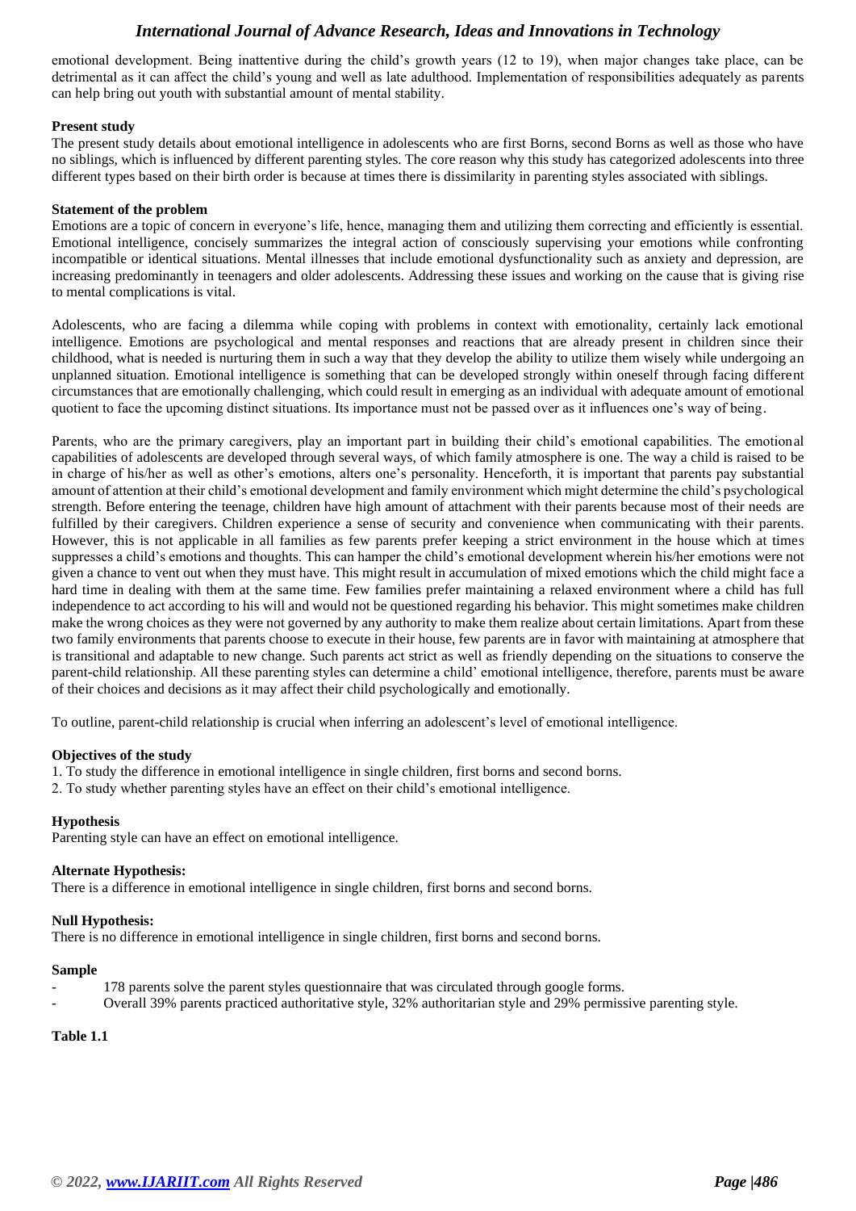emotional development. Being inattentive during the child's growth years (12 to 19), when major changes take place, can be detrimental as it can affect the child's young and well as late adulthood. Implementation of responsibilities adequately as parents can help bring out youth with substantial amount of mental stability.

**Present study**

The present study details about emotional intelligence in adolescents who are first Borns, second Borns as well as those who have no siblings, which is influenced by different parenting styles. The core reason why this study has categorized adolescents into three different types based on their birth order is because at times there is dissimilarity in parenting styles associated with siblings.

**Statement of the problem**

Emotions are a topic of concern in everyone's life, hence, managing them and utilizing them correcting and efficiently is essential. Emotional intelligence, concisely summarizes the integral action of consciously supervising your emotions while confronting incompatible or identical situations. Mental illnesses that include emotional dysfunctionality such as anxiety and depression, are increasing predominantly in teenagers and older adolescents. Addressing these issues and working on the cause that is giving rise to mental complications is vital.

Adolescents, who are facing a dilemma while coping with problems in context with emotionality, certainly lack emotional intelligence. Emotions are psychological and mental responses and reactions that are already present in children since their childhood, what is needed is nurturing them in such a way that they develop the ability to utilize them wisely while undergoing an unplanned situation. Emotional intelligence is something that can be developed strongly within oneself through facing different circumstances that are emotionally challenging, which could result in emerging as an individual with adequate amount of emotional quotient to face the upcoming distinct situations. Its importance must not be passed over as it influences one's way of being.

Parents, who are the primary caregivers, play an important part in building their child's emotional capabilities. The emotional capabilities of adolescents are developed through several ways, of which family atmosphere is one. The way a child is raised to be in charge of his/her as well as other's emotions, alters one's personality. Henceforth, it is important that parents pay substantial amount of attention at their child's emotional development and family environment which might determine the child's psychological strength. Before entering the teenage, children have high amount of attachment with their parents because most of their needs are fulfilled by their caregivers. Children experience a sense of security and convenience when communicating with their parents. However, this is not applicable in all families as few parents prefer keeping a strict environment in the house which at times suppresses a child's emotions and thoughts. This can hamper the child's emotional development wherein his/her emotions were not given a chance to vent out when they must have. This might result in accumulation of mixed emotions which the child might face a hard time in dealing with them at the same time. Few families prefer maintaining a relaxed environment where a child has full independence to act according to his will and would not be questioned regarding his behavior. This might sometimes make children make the wrong choices as they were not governed by any authority to make them realize about certain limitations. Apart from these two family environments that parents choose to execute in their house, few parents are in favor with maintaining at atmosphere that is transitional and adaptable to new change. Such parents act strict as well as friendly depending on the situations to conserve the parent-child relationship. All these parenting styles can determine a child' emotional intelligence, therefore, parents must be aware of their choices and decisions as it may affect their child psychologically and emotionally.

To outline, parent-child relationship is crucial when inferring an adolescent's level of emotional intelligence.

**Objectives of the study**

1. To study the difference in emotional intelligence in single children, first borns and second borns.
2. To study whether parenting styles have an effect on their child's emotional intelligence.

**Hypothesis**

Parenting style can have an effect on emotional intelligence.

**Alternate Hypothesis:**

There is a difference in emotional intelligence in single children, first borns and second borns.

**Null Hypothesis:**

There is no difference in emotional intelligence in single children, first borns and second borns.

**Sample**

- 178 parents solve the parent styles questionnaire that was circulated through google forms.
- Overall 39% parents practiced authoritative style, 32% authoritarian style and 29% permissive parenting style.

**Table 1.1**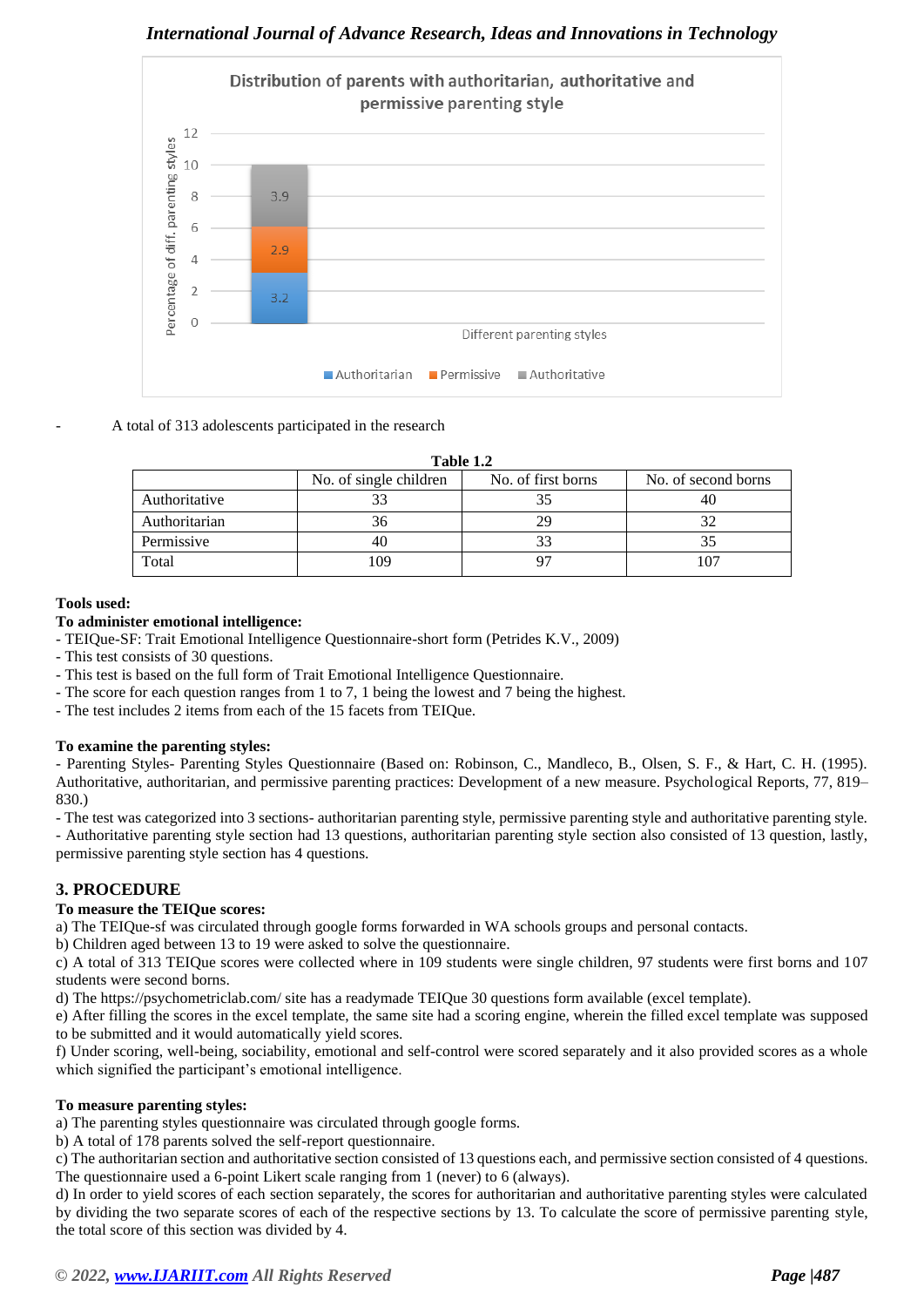Distribution of parents with authoritarian, authoritative and permissive parenting style

- A total of 313 adolescents participated in the research

**Table 1.2**

| | No. of single children | No. of first borns | No. of second borns |
|---|---|---|---|
| Authoritative | 33 | 35 | 40 |
| Authoritarian | 36 | 29 | 32 |
| Permissive | 40 | 33 | 35 |
| Total | 109 | 97 | 107 |

**Tools used:**

**To administer emotional intelligence:**

- TEIQue-SF: Trait Emotional Intelligence Questionnaire-short form (Petrides K.V., 2009)
- This test consists of 30 questions.
- This test is based on the full form of Trait Emotional Intelligence Questionnaire.
- The score for each question ranges from 1 to 7, 1 being the lowest and 7 being the highest.
- The test includes 2 items from each of the 15 facets from TEIQue.

**To examine the parenting styles:**

- Parenting Styles- Parenting Styles Questionnaire (Based on: Robinson, C., Mandleco, B., Olsen, S. F., & Hart, C. H. (1995). Authoritative, authoritarian, and permissive parenting practices: Development of a new measure. Psychological Reports, 77, 819–830.)
- The test was categorized into 3 sections- authoritarian parenting style, permissive parenting style and authoritative parenting style.
- Authoritative parenting style section had 13 questions, authoritarian parenting style section also consisted of 13 question, lastly, permissive parenting style section has 4 questions.

## 3. PROCEDURE

**To measure the TEIQue scores:**

a) The TEIQue-sf was circulated through google forms forwarded in WA schools groups and personal contacts.
b) Children aged between 13 to 19 were asked to solve the questionnaire.
c) A total of 313 TEIQue scores were collected where in 109 students were single children, 97 students were first borns and 107 students were second borns.
d) The https://psychometriclab.com/ site has a readymade TEIQue 30 questions form available (excel template).
e) After filling the scores in the excel template, the same site had a scoring engine, wherein the filled excel template was supposed to be submitted and it would automatically yield scores.
f) Under scoring, well-being, sociability, emotional and self-control were scored separately and it also provided scores as a whole which signified the participant's emotional intelligence.

**To measure parenting styles:**

a) The parenting styles questionnaire was circulated through google forms.
b) A total of 178 parents solved the self-report questionnaire.
c) The authoritarian section and authoritative section consisted of 13 questions each, and permissive section consisted of 4 questions. The questionnaire used a 6-point Likert scale ranging from 1 (never) to 6 (always).
d) In order to yield scores of each section separately, the scores for authoritarian and authoritative parenting styles were calculated by dividing the two separate scores of each of the respective sections by 13. To calculate the score of permissive parenting style, the total score of this section was divided by 4.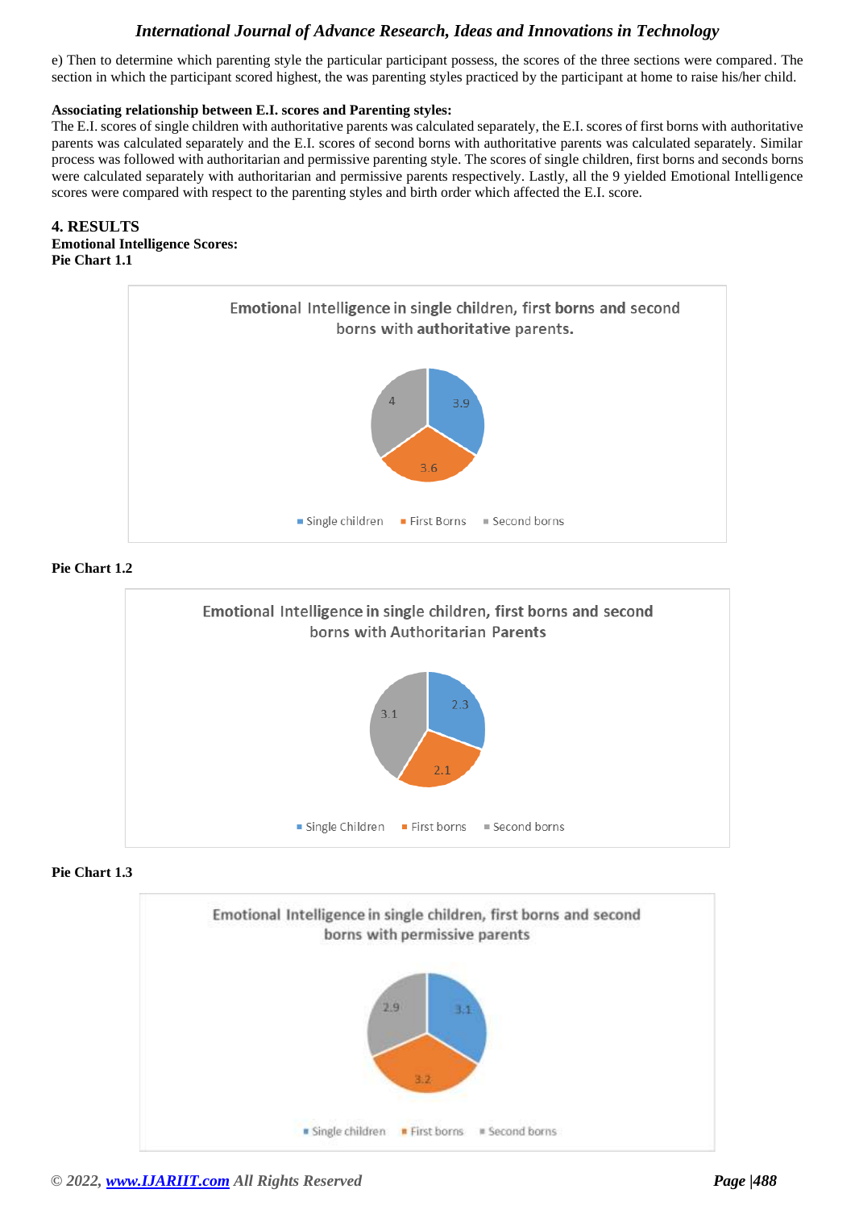e) Then to determine which parenting style the particular participant possess, the scores of the three sections were compared. The section in which the participant scored highest, the was parenting styles practiced by the participant at home to raise his/her child.

**Associating relationship between E.I. scores and Parenting styles:**

The E.I. scores of single children with authoritative parents was calculated separately, the E.I. scores of first borns with authoritative parents was calculated separately and the E.I. scores of second borns with authoritative parents was calculated separately. Similar process was followed with authoritarian and permissive parenting style. The scores of single children, first borns and seconds borns were calculated separately with authoritarian and permissive parents respectively. Lastly, all the 9 yielded Emotional Intelligence scores were compared with respect to the parenting styles and birth order which affected the E.I. score.

## 4. RESULTS

**Emotional Intelligence Scores:**

**Pie Chart 1.1**

Emotional Intelligence in single children, first borns and second borns with authoritative parents.

| Category | Value |
|---|---|
| Single children | 3.9 |
| First Borns | 3.6 |
| Second borns | 4 |

**Pie Chart 1.2**

Emotional Intelligence in single children, first borns and second borns with Authoritarian Parents

| Category | Value |
|---|---|
| Single Children | 2.3 |
| First borns | 2.1 |
| Second borns | 3.1 |

**Pie Chart 1.3**

Emotional Intelligence in single children, first borns and second borns with permissive parents

| Category | Value |
|---|---|
| Single children | 3.1 |
| First borns | 3.2 |
| Second borns | 2.9 |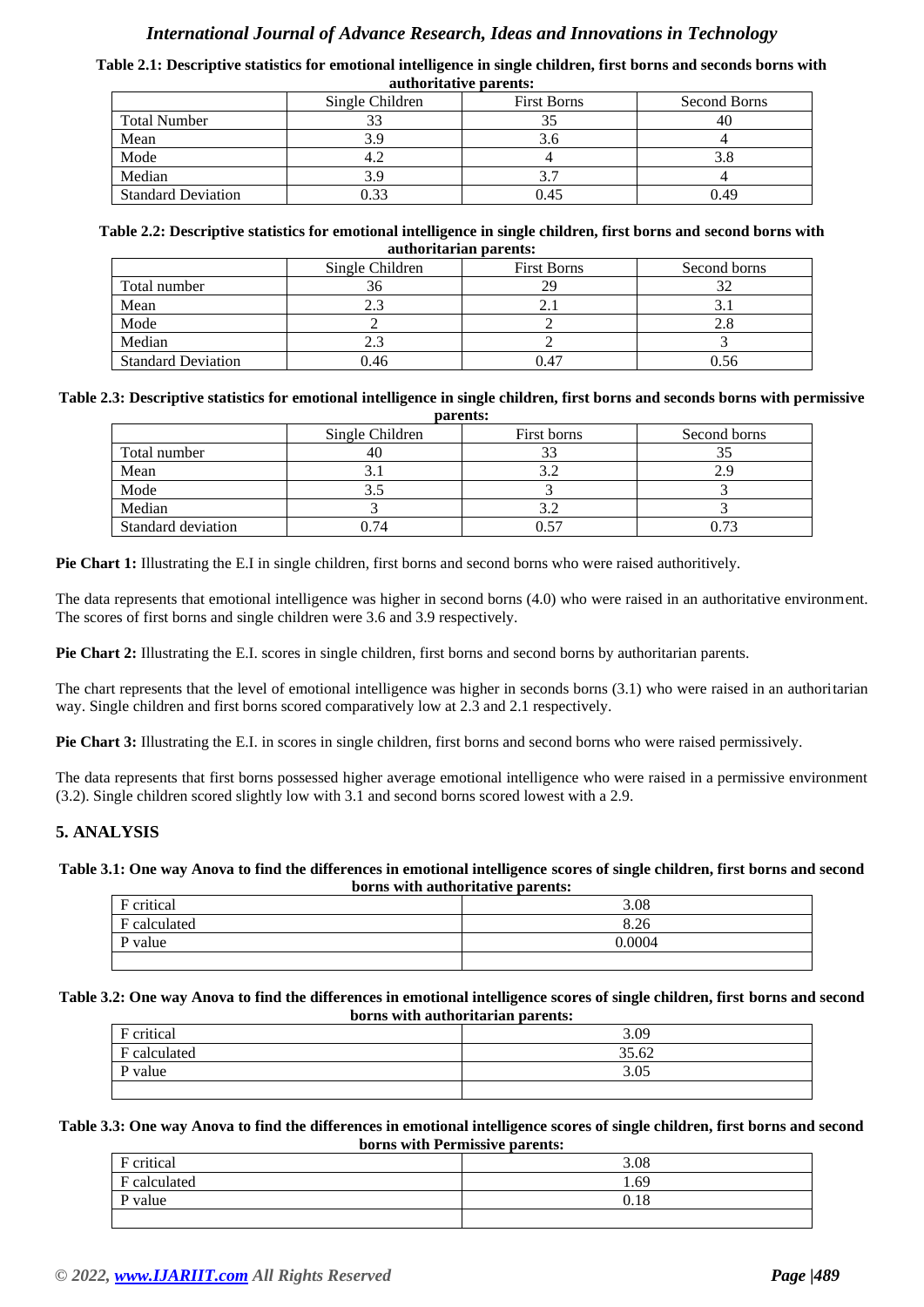**Table 2.1: Descriptive statistics for emotional intelligence in single children, first borns and seconds borns with authoritative parents:**

| | Single Children | First Borns | Second Borns |
|---|---|---|---|
| Total Number | 33 | 35 | 40 |
| Mean | 3.9 | 3.6 | 4 |
| Mode | 4.2 | 4 | 3.8 |
| Median | 3.9 | 3.7 | 4 |
| Standard Deviation | 0.33 | 0.45 | 0.49 |

**Table 2.2: Descriptive statistics for emotional intelligence in single children, first borns and second borns with authoritarian parents:**

| | Single Children | First Borns | Second borns |
|---|---|---|---|
| Total number | 36 | 29 | 32 |
| Mean | 2.3 | 2.1 | 3.1 |
| Mode | 2 | 2 | 2.8 |
| Median | 2.3 | 2 | 3 |
| Standard Deviation | 0.46 | 0.47 | 0.56 |

**Table 2.3: Descriptive statistics for emotional intelligence in single children, first borns and seconds borns with permissive parents:**

| | Single Children | First borns | Second borns |
|---|---|---|---|
| Total number | 40 | 33 | 35 |
| Mean | 3.1 | 3.2 | 2.9 |
| Mode | 3.5 | 3 | 3 |
| Median | 3 | 3.2 | 3 |
| Standard deviation | 0.74 | 0.57 | 0.73 |

**Pie Chart 1:** Illustrating the E.I in single children, first borns and second borns who were raised authoritively.

The data represents that emotional intelligence was higher in second borns (4.0) who were raised in an authoritative environment. The scores of first borns and single children were 3.6 and 3.9 respectively.

**Pie Chart 2:** Illustrating the E.I. scores in single children, first borns and second borns by authoritarian parents.

The chart represents that the level of emotional intelligence was higher in seconds borns (3.1) who were raised in an authoritarian way. Single children and first borns scored comparatively low at 2.3 and 2.1 respectively.

**Pie Chart 3:** Illustrating the E.I. in scores in single children, first borns and second borns who were raised permissively.

The data represents that first borns possessed higher average emotional intelligence who were raised in a permissive environment (3.2). Single children scored slightly low with 3.1 and second borns scored lowest with a 2.9.

## 5. ANALYSIS

**Table 3.1: One way Anova to find the differences in emotional intelligence scores of single children, first borns and second borns with authoritative parents:**

| | |
|---|---|
| F critical | 3.08 |
| F calculated | 8.26 |
| P value | 0.0004 |
| | |

**Table 3.2: One way Anova to find the differences in emotional intelligence scores of single children, first borns and second borns with authoritarian parents:**

| | |
|---|---|
| F critical | 3.09 |
| F calculated | 35.62 |
| P value | 3.05 |
| | |

**Table 3.3: One way Anova to find the differences in emotional intelligence scores of single children, first borns and second borns with Permissive parents:**

| | |
|---|---|
| F critical | 3.08 |
| F calculated | 1.69 |
| P value | 0.18 |
| | |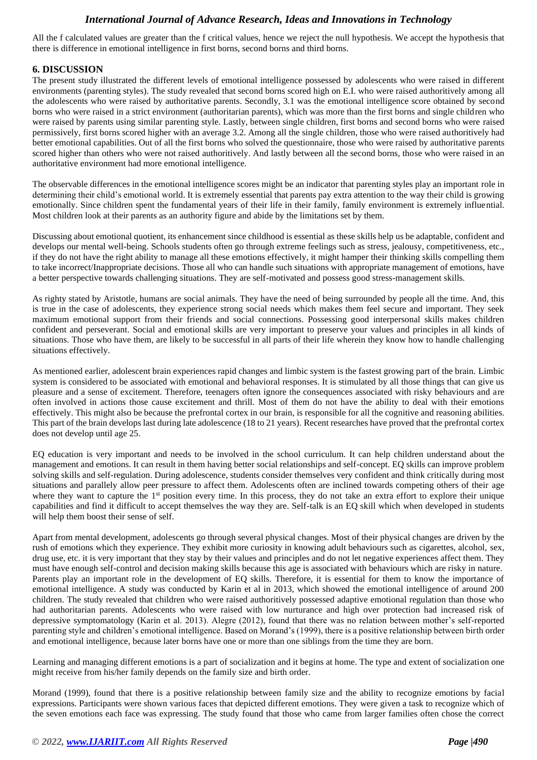All the f calculated values are greater than the f critical values, hence we reject the null hypothesis. We accept the hypothesis that there is difference in emotional intelligence in first borns, second borns and third borns.

## 6. DISCUSSION

The present study illustrated the different levels of emotional intelligence possessed by adolescents who were raised in different environments (parenting styles). The study revealed that second borns scored high on E.I. who were raised authoritively among all the adolescents who were raised by authoritative parents. Secondly, 3.1 was the emotional intelligence score obtained by second borns who were raised in a strict environment (authoritarian parents), which was more than the first borns and single children who were raised by parents using similar parenting style. Lastly, between single children, first borns and second borns who were raised permissively, first borns scored higher with an average 3.2. Among all the single children, those who were raised authoritively had better emotional capabilities. Out of all the first borns who solved the questionnaire, those who were raised by authoritative parents scored higher than others who were not raised authoritively. And lastly between all the second borns, those who were raised in an authoritative environment had more emotional intelligence.

The observable differences in the emotional intelligence scores might be an indicator that parenting styles play an important role in determining their child's emotional world. It is extremely essential that parents pay extra attention to the way their child is growing emotionally. Since children spent the fundamental years of their life in their family, family environment is extremely influential. Most children look at their parents as an authority figure and abide by the limitations set by them.

Discussing about emotional quotient, its enhancement since childhood is essential as these skills help us be adaptable, confident and develops our mental well-being. Schools students often go through extreme feelings such as stress, jealousy, competitiveness, etc., if they do not have the right ability to manage all these emotions effectively, it might hamper their thinking skills compelling them to take incorrect/Inappropriate decisions. Those all who can handle such situations with appropriate management of emotions, have a better perspective towards challenging situations. They are self-motivated and possess good stress-management skills.

As righty stated by Aristotle, humans are social animals. They have the need of being surrounded by people all the time. And, this is true in the case of adolescents, they experience strong social needs which makes them feel secure and important. They seek maximum emotional support from their friends and social connections. Possessing good interpersonal skills makes children confident and perseverant. Social and emotional skills are very important to preserve your values and principles in all kinds of situations. Those who have them, are likely to be successful in all parts of their life wherein they know how to handle challenging situations effectively.

As mentioned earlier, adolescent brain experiences rapid changes and limbic system is the fastest growing part of the brain. Limbic system is considered to be associated with emotional and behavioral responses. It is stimulated by all those things that can give us pleasure and a sense of excitement. Therefore, teenagers often ignore the consequences associated with risky behaviours and are often involved in actions those cause excitement and thrill. Most of them do not have the ability to deal with their emotions effectively. This might also be because the prefrontal cortex in our brain, is responsible for all the cognitive and reasoning abilities. This part of the brain develops last during late adolescence (18 to 21 years). Recent researches have proved that the prefrontal cortex does not develop until age 25.

EQ education is very important and needs to be involved in the school curriculum. It can help children understand about the management and emotions. It can result in them having better social relationships and self-concept. EQ skills can improve problem solving skills and self-regulation. During adolescence, students consider themselves very confident and think critically during most situations and parallely allow peer pressure to affect them. Adolescents often are inclined towards competing others of their age where they want to capture the 1st position every time. In this process, they do not take an extra effort to explore their unique capabilities and find it difficult to accept themselves the way they are. Self-talk is an EQ skill which when developed in students will help them boost their sense of self.

Apart from mental development, adolescents go through several physical changes. Most of their physical changes are driven by the rush of emotions which they experience. They exhibit more curiosity in knowing adult behaviours such as cigarettes, alcohol, sex, drug use, etc. it is very important that they stay by their values and principles and do not let negative experiences affect them. They must have enough self-control and decision making skills because this age is associated with behaviours which are risky in nature. Parents play an important role in the development of EQ skills. Therefore, it is essential for them to know the importance of emotional intelligence. A study was conducted by Karin et al in 2013, which showed the emotional intelligence of around 200 children. The study revealed that children who were raised authoritively possessed adaptive emotional regulation than those who had authoritarian parents. Adolescents who were raised with low nurturance and high over protection had increased risk of depressive symptomatology (Karin et al. 2013). Alegre (2012), found that there was no relation between mother's self-reported parenting style and children's emotional intelligence. Based on Morand's (1999), there is a positive relationship between birth order and emotional intelligence, because later borns have one or more than one siblings from the time they are born.

Learning and managing different emotions is a part of socialization and it begins at home. The type and extent of socialization one might receive from his/her family depends on the family size and birth order.

Morand (1999), found that there is a positive relationship between family size and the ability to recognize emotions by facial expressions. Participants were shown various faces that depicted different emotions. They were given a task to recognize which of the seven emotions each face was expressing. The study found that those who came from larger families often chose the correct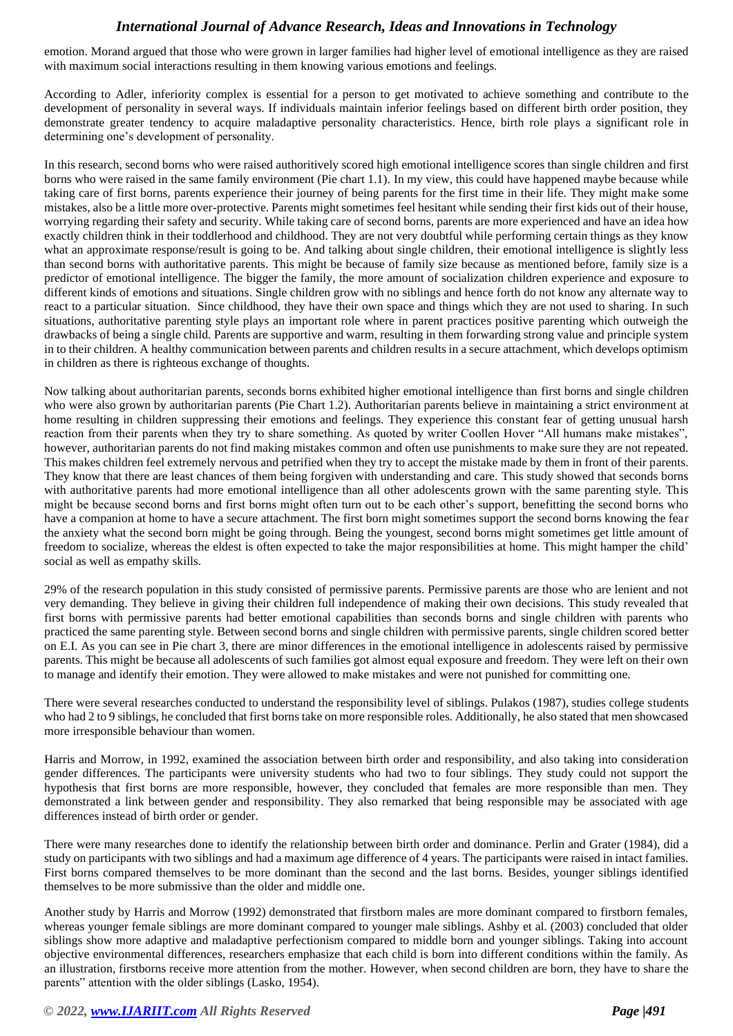emotion. Morand argued that those who were grown in larger families had higher level of emotional intelligence as they are raised with maximum social interactions resulting in them knowing various emotions and feelings.

According to Adler, inferiority complex is essential for a person to get motivated to achieve something and contribute to the development of personality in several ways. If individuals maintain inferior feelings based on different birth order position, they demonstrate greater tendency to acquire maladaptive personality characteristics. Hence, birth role plays a significant role in determining one's development of personality.

In this research, second borns who were raised authoritively scored high emotional intelligence scores than single children and first borns who were raised in the same family environment (Pie chart 1.1). In my view, this could have happened maybe because while taking care of first borns, parents experience their journey of being parents for the first time in their life. They might make some mistakes, also be a little more over-protective. Parents might sometimes feel hesitant while sending their first kids out of their house, worrying regarding their safety and security. While taking care of second borns, parents are more experienced and have an idea how exactly children think in their toddlerhood and childhood. They are not very doubtful while performing certain things as they know what an approximate response/result is going to be. And talking about single children, their emotional intelligence is slightly less than second borns with authoritative parents. This might be because of family size because as mentioned before, family size is a predictor of emotional intelligence. The bigger the family, the more amount of socialization children experience and exposure to different kinds of emotions and situations. Single children grow with no siblings and hence forth do not know any alternate way to react to a particular situation. Since childhood, they have their own space and things which they are not used to sharing. In such situations, authoritative parenting style plays an important role where in parent practices positive parenting which outweigh the drawbacks of being a single child. Parents are supportive and warm, resulting in them forwarding strong value and principle system in to their children. A healthy communication between parents and children results in a secure attachment, which develops optimism in children as there is righteous exchange of thoughts.

Now talking about authoritarian parents, seconds borns exhibited higher emotional intelligence than first borns and single children who were also grown by authoritarian parents (Pie Chart 1.2). Authoritarian parents believe in maintaining a strict environment at home resulting in children suppressing their emotions and feelings. They experience this constant fear of getting unusual harsh reaction from their parents when they try to share something. As quoted by writer Coollen Hover "All humans make mistakes", however, authoritarian parents do not find making mistakes common and often use punishments to make sure they are not repeated. This makes children feel extremely nervous and petrified when they try to accept the mistake made by them in front of their parents. They know that there are least chances of them being forgiven with understanding and care. This study showed that seconds borns with authoritative parents had more emotional intelligence than all other adolescents grown with the same parenting style. This might be because second borns and first borns might often turn out to be each other's support, benefitting the second borns who have a companion at home to have a secure attachment. The first born might sometimes support the second borns knowing the fear the anxiety what the second born might be going through. Being the youngest, second borns might sometimes get little amount of freedom to socialize, whereas the eldest is often expected to take the major responsibilities at home. This might hamper the child' social as well as empathy skills.

29% of the research population in this study consisted of permissive parents. Permissive parents are those who are lenient and not very demanding. They believe in giving their children full independence of making their own decisions. This study revealed that first borns with permissive parents had better emotional capabilities than seconds borns and single children with parents who practiced the same parenting style. Between second borns and single children with permissive parents, single children scored better on E.I. As you can see in Pie chart 3, there are minor differences in the emotional intelligence in adolescents raised by permissive parents. This might be because all adolescents of such families got almost equal exposure and freedom. They were left on their own to manage and identify their emotion. They were allowed to make mistakes and were not punished for committing one.

There were several researches conducted to understand the responsibility level of siblings. Pulakos (1987), studies college students who had 2 to 9 siblings, he concluded that first borns take on more responsible roles. Additionally, he also stated that men showcased more irresponsible behaviour than women.

Harris and Morrow, in 1992, examined the association between birth order and responsibility, and also taking into consideration gender differences. The participants were university students who had two to four siblings. They study could not support the hypothesis that first borns are more responsible, however, they concluded that females are more responsible than men. They demonstrated a link between gender and responsibility. They also remarked that being responsible may be associated with age differences instead of birth order or gender.

There were many researches done to identify the relationship between birth order and dominance. Perlin and Grater (1984), did a study on participants with two siblings and had a maximum age difference of 4 years. The participants were raised in intact families. First borns compared themselves to be more dominant than the second and the last borns. Besides, younger siblings identified themselves to be more submissive than the older and middle one.

Another study by Harris and Morrow (1992) demonstrated that firstborn males are more dominant compared to firstborn females, whereas younger female siblings are more dominant compared to younger male siblings. Ashby et al. (2003) concluded that older siblings show more adaptive and maladaptive perfectionism compared to middle born and younger siblings. Taking into account objective environmental differences, researchers emphasize that each child is born into different conditions within the family. As an illustration, firstborns receive more attention from the mother. However, when second children are born, they have to share the parents" attention with the older siblings (Lasko, 1954).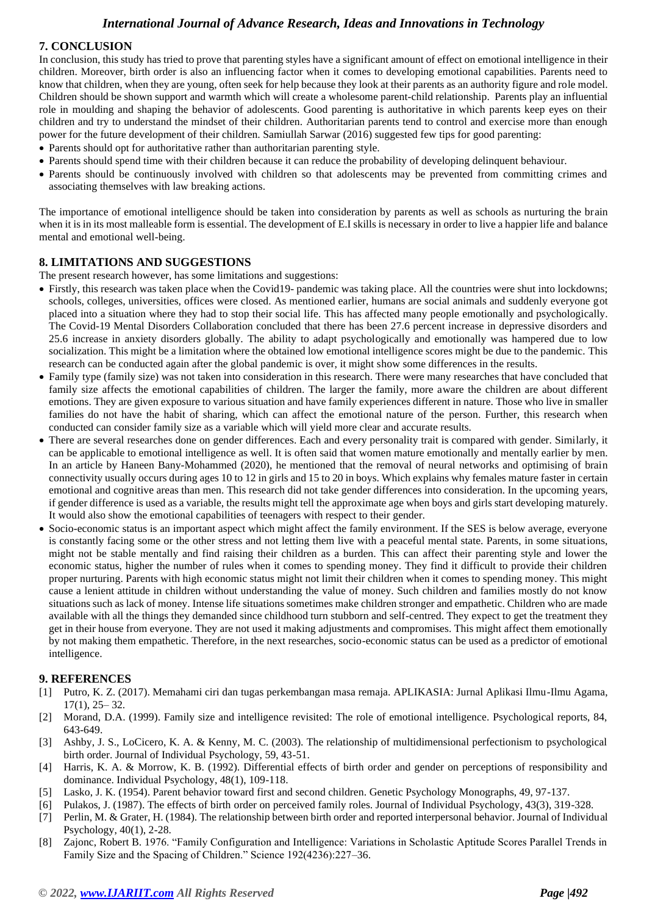## 7. CONCLUSION

In conclusion, this study has tried to prove that parenting styles have a significant amount of effect on emotional intelligence in their children. Moreover, birth order is also an influencing factor when it comes to developing emotional capabilities. Parents need to know that children, when they are young, often seek for help because they look at their parents as an authority figure and role model. Children should be shown support and warmth which will create a wholesome parent-child relationship. Parents play an influential role in moulding and shaping the behavior of adolescents. Good parenting is authoritative in which parents keep eyes on their children and try to understand the mindset of their children. Authoritarian parents tend to control and exercise more than enough power for the future development of their children. Samiullah Sarwar (2016) suggested few tips for good parenting:

- Parents should opt for authoritative rather than authoritarian parenting style.
- Parents should spend time with their children because it can reduce the probability of developing delinquent behaviour.
- Parents should be continuously involved with children so that adolescents may be prevented from committing crimes and associating themselves with law breaking actions.

The importance of emotional intelligence should be taken into consideration by parents as well as schools as nurturing the brain when it is in its most malleable form is essential. The development of E.I skills is necessary in order to live a happier life and balance mental and emotional well-being.

## 8. LIMITATIONS AND SUGGESTIONS

The present research however, has some limitations and suggestions:

- Firstly, this research was taken place when the Covid19- pandemic was taking place. All the countries were shut into lockdowns; schools, colleges, universities, offices were closed. As mentioned earlier, humans are social animals and suddenly everyone got placed into a situation where they had to stop their social life. This has affected many people emotionally and psychologically. The Covid-19 Mental Disorders Collaboration concluded that there has been 27.6 percent increase in depressive disorders and 25.6 increase in anxiety disorders globally. The ability to adapt psychologically and emotionally was hampered due to low socialization. This might be a limitation where the obtained low emotional intelligence scores might be due to the pandemic. This research can be conducted again after the global pandemic is over, it might show some differences in the results.
- Family type (family size) was not taken into consideration in this research. There were many researches that have concluded that family size affects the emotional capabilities of children. The larger the family, more aware the children are about different emotions. They are given exposure to various situation and have family experiences different in nature. Those who live in smaller families do not have the habit of sharing, which can affect the emotional nature of the person. Further, this research when conducted can consider family size as a variable which will yield more clear and accurate results.
- There are several researches done on gender differences. Each and every personality trait is compared with gender. Similarly, it can be applicable to emotional intelligence as well. It is often said that women mature emotionally and mentally earlier by men. In an article by Haneen Bany-Mohammed (2020), he mentioned that the removal of neural networks and optimising of brain connectivity usually occurs during ages 10 to 12 in girls and 15 to 20 in boys. Which explains why females mature faster in certain emotional and cognitive areas than men. This research did not take gender differences into consideration. In the upcoming years, if gender difference is used as a variable, the results might tell the approximate age when boys and girls start developing maturely. It would also show the emotional capabilities of teenagers with respect to their gender.
- Socio-economic status is an important aspect which might affect the family environment. If the SES is below average, everyone is constantly facing some or the other stress and not letting them live with a peaceful mental state. Parents, in some situations, might not be stable mentally and find raising their children as a burden. This can affect their parenting style and lower the economic status, higher the number of rules when it comes to spending money. They find it difficult to provide their children proper nurturing. Parents with high economic status might not limit their children when it comes to spending money. This might cause a lenient attitude in children without understanding the value of money. Such children and families mostly do not know situations such as lack of money. Intense life situations sometimes make children stronger and empathetic. Children who are made available with all the things they demanded since childhood turn stubborn and self-centred. They expect to get the treatment they get in their house from everyone. They are not used it making adjustments and compromises. This might affect them emotionally by not making them empathetic. Therefore, in the next researches, socio-economic status can be used as a predictor of emotional intelligence.

## 9. REFERENCES

[1] Putro, K. Z. (2017). Memahami ciri dan tugas perkembangan masa remaja. APLIKASIA: Jurnal Aplikasi Ilmu-Ilmu Agama, 17(1), 25– 32.

[2] Morand, D.A. (1999). Family size and intelligence revisited: The role of emotional intelligence. Psychological reports, 84, 643-649.

[3] Ashby, J. S., LoCicero, K. A. & Kenny, M. C. (2003). The relationship of multidimensional perfectionism to psychological birth order. Journal of Individual Psychology, 59, 43-51.

[4] Harris, K. A. & Morrow, K. B. (1992). Differential effects of birth order and gender on perceptions of responsibility and dominance. Individual Psychology, 48(1), 109-118.

[5] Lasko, J. K. (1954). Parent behavior toward first and second children. Genetic Psychology Monographs, 49, 97-137.

[6] Pulakos, J. (1987). The effects of birth order on perceived family roles. Journal of Individual Psychology, 43(3), 319-328.

[7] Perlin, M. & Grater, H. (1984). The relationship between birth order and reported interpersonal behavior. Journal of Individual Psychology, 40(1), 2-28.

[8] Zajonc, Robert B. 1976. "Family Configuration and Intelligence: Variations in Scholastic Aptitude Scores Parallel Trends in Family Size and the Spacing of Children." Science 192(4236):227–36.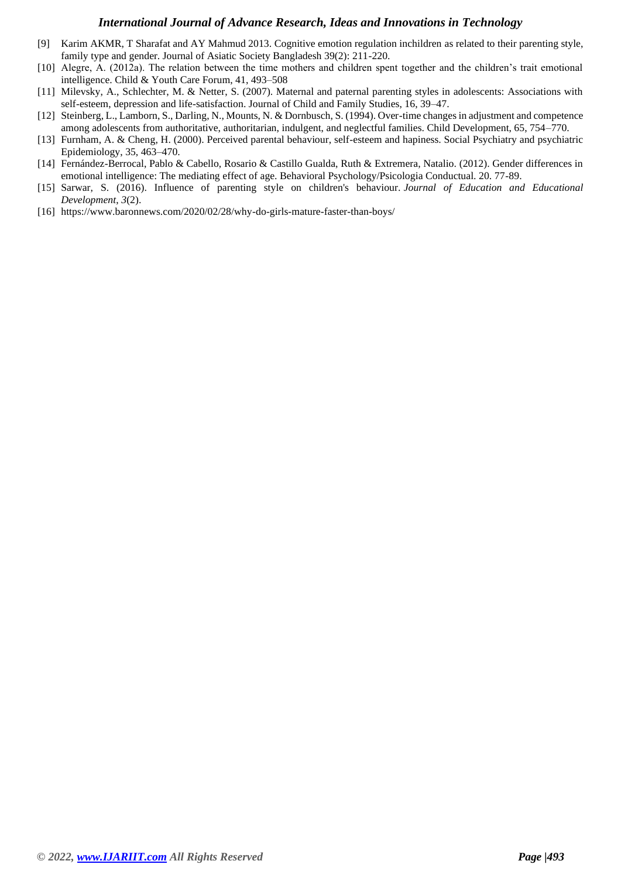[9] Karim AKMR, T Sharafat and AY Mahmud 2013. Cognitive emotion regulation inchildren as related to their parenting style, family type and gender. Journal of Asiatic Society Bangladesh 39(2): 211-220.

[10] Alegre, A. (2012a). The relation between the time mothers and children spent together and the children's trait emotional intelligence. Child & Youth Care Forum, 41, 493–508

[11] Milevsky, A., Schlechter, M. & Netter, S. (2007). Maternal and paternal parenting styles in adolescents: Associations with self-esteem, depression and life-satisfaction. Journal of Child and Family Studies, 16, 39–47.

[12] Steinberg, L., Lamborn, S., Darling, N., Mounts, N. & Dornbusch, S. (1994). Over-time changes in adjustment and competence among adolescents from authoritative, authoritarian, indulgent, and neglectful families. Child Development, 65, 754–770.

[13] Furnham, A. & Cheng, H. (2000). Perceived parental behaviour, self-esteem and hapiness. Social Psychiatry and psychiatric Epidemiology, 35, 463–470.

[14] Fernández-Berrocal, Pablo & Cabello, Rosario & Castillo Gualda, Ruth & Extremera, Natalio. (2012). Gender differences in emotional intelligence: The mediating effect of age. Behavioral Psychology/Psicologia Conductual. 20. 77-89.

[15] Sarwar, S. (2016). Influence of parenting style on children's behaviour. *Journal of Education and Educational Development*, *3*(2).

[16] https://www.baronnews.com/2020/02/28/why-do-girls-mature-faster-than-boys/